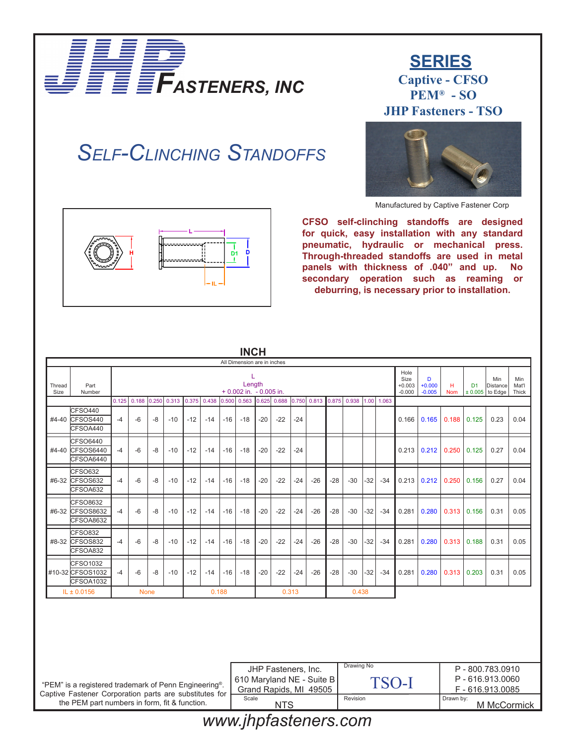# JHP FASTENERS, INC

## SERIES
**Captive - CFSO**
**PEM® - SO**
**JHP Fasteners - TSO**

## SELF-CLINCHING STANDOFFS

Manufactured by Captive Fastener Corp

L

H

D1

D

IL

**CFSO self-clinching standoffs are designed for quick, easy installation with any standard pneumatic, hydraulic or mechanical press. Through-threaded standoffs are used in metal panels with thickness of .040" and up. No secondary operation such as reaming or deburring, is necessary prior to installation.**

### INCH

All Dimension are in inches

| Thread Size | Part Number | L Length + 0.002 in. - 0.005 in. | | | | | | | | | | | | | | | | Hole Size +0.003 -0.000 | D +0.000 -0.005 | H Nom | D1 ± 0.005 | Min Distance to Edge | Min Mat'l Thick |
|---|---|---|---|---|---|---|---|---|---|---|---|---|---|---|---|---|---|---|---|---|---|---|---|
| | | 0.125 | 0.188 | 0.250 | 0.313 | 0.375 | 0.438 | 0.500 | 0.563 | 0.625 | 0.688 | 0.750 | 0.813 | 0.875 | 0.938 | 1.00 | 1.063 | | | | | | |
| #4-40 | CFSO440<br>CFSOS440<br>CFSOA440 | -4 | -6 | -8 | -10 | -12 | -14 | -16 | -18 | -20 | -22 | -24 | | | | | | 0.166 | 0.165 | 0.188 | 0.125 | 0.23 | 0.04 |
| #4-40 | CFSO6440<br>CFSOS6440<br>CFSOA6440 | -4 | -6 | -8 | -10 | -12 | -14 | -16 | -18 | -20 | -22 | -24 | | | | | | 0.213 | 0.212 | 0.250 | 0.125 | 0.27 | 0.04 |
| #6-32 | CFSO632<br>CFSOS632<br>CFSOA632 | -4 | -6 | -8 | -10 | -12 | -14 | -16 | -18 | -20 | -22 | -24 | -26 | -28 | -30 | -32 | -34 | 0.213 | 0.212 | 0.250 | 0.156 | 0.27 | 0.04 |
| #6-32 | CFSO8632<br>CFSOS8632<br>CFSOA8632 | -4 | -6 | -8 | -10 | -12 | -14 | -16 | -18 | -20 | -22 | -24 | -26 | -28 | -30 | -32 | -34 | 0.281 | 0.280 | 0.313 | 0.156 | 0.31 | 0.05 |
| #8-32 | CFSO832<br>CFSOS832<br>CFSOA832 | -4 | -6 | -8 | -10 | -12 | -14 | -16 | -18 | -20 | -22 | -24 | -26 | -28 | -30 | -32 | -34 | 0.281 | 0.280 | 0.313 | 0.188 | 0.31 | 0.05 |
| #10-32 | CFSO1032<br>CFSOS1032<br>CFSOA1032 | -4 | -6 | -8 | -10 | -12 | -14 | -16 | -18 | -20 | -22 | -24 | -26 | -28 | -30 | -32 | -34 | 0.281 | 0.280 | 0.313 | 0.203 | 0.31 | 0.05 |
| IL ± 0.0156 | | None | | | | 0.188 | | | | 0.313 | | | | 0.438 | | | | | | | | | |

"PEM" is a registered trademark of Penn Engineering®. Captive Fastener Corporation parts are substitutes for the PEM part numbers in form, fit & function.

| | | |
|---|---|---|
| JHP Fasteners, Inc.<br>610 Maryland NE - Suite B<br>Grand Rapids, MI 49505 | Drawing No<br>TSO-I | P - 800.783.0910<br>P - 616.913.0060<br>F - 616.913.0085 |
| Scale<br>NTS | Revision | Drawn by:<br>M McCormick |

www.jhpfasteners.com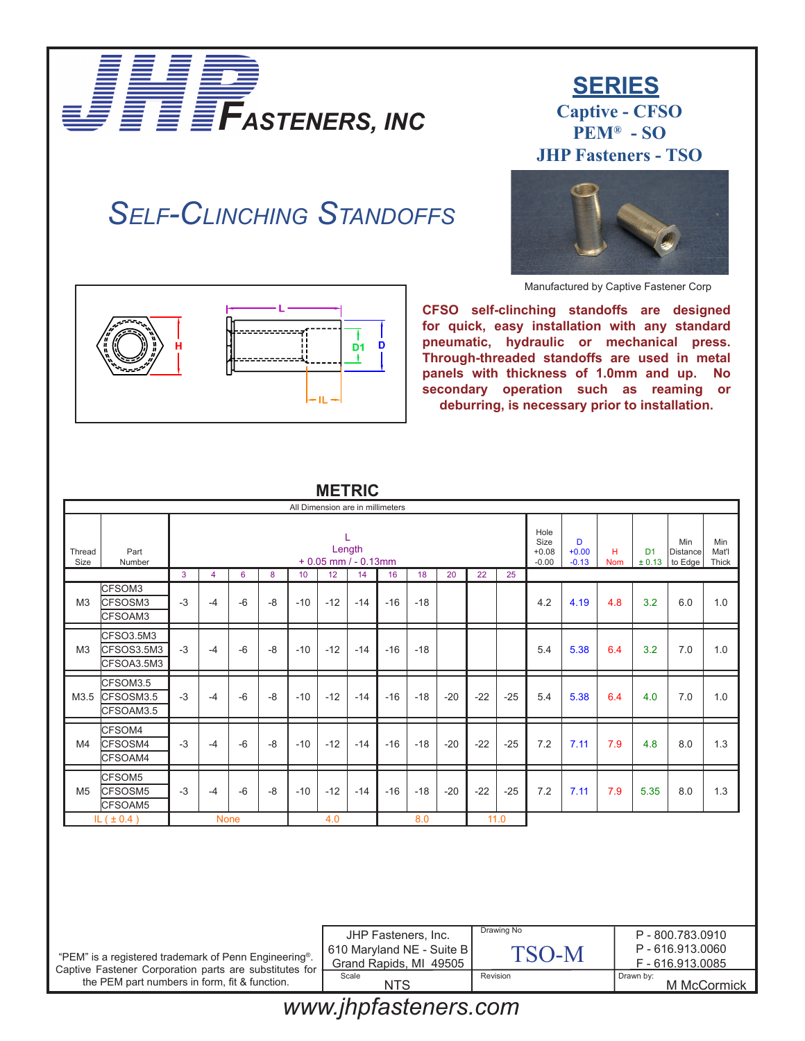# JHP FASTENERS, INC

## SERIES

**Captive - CFSO**
**PEM® - SO**
**JHP Fasteners - TSO**

# SELF-CLINCHING STANDOFFS

Manufactured by Captive Fastener Corp

H
L
D1
D
IL

**CFSO self-clinching standoffs are designed for quick, easy installation with any standard pneumatic, hydraulic or mechanical press. Through-threaded standoffs are used in metal panels with thickness of 1.0mm and up. No secondary operation such as reaming or deburring, is necessary prior to installation.**

## METRIC

All Dimension are in millimeters

| Thread Size | Part Number | L Length + 0.05 mm / - 0.13mm | | | | | | | | | | | | Hole Size +0.08 -0.00 | D +0.00 -0.13 | H Nom | D1 ± 0.13 | Min Distance to Edge | Min Mat'l Thick |
|---|---|---|---|---|---|---|---|---|---|---|---|---|---|---|---|---|---|---|---|
| | | 3 | 4 | 6 | 8 | 10 | 12 | 14 | 16 | 18 | 20 | 22 | 25 | | | | | | |
| M3 | CFSOM3<br>CFSOSM3<br>CFSOAM3 | -3 | -4 | -6 | -8 | -10 | -12 | -14 | -16 | -18 | | | | 4.2 | 4.19 | 4.8 | 3.2 | 6.0 | 1.0 |
| M3 | CFSO3.5M3<br>CFSOS3.5M3<br>CFSOA3.5M3 | -3 | -4 | -6 | -8 | -10 | -12 | -14 | -16 | -18 | | | | 5.4 | 5.38 | 6.4 | 3.2 | 7.0 | 1.0 |
| M3.5 | CFSOM3.5<br>CFSOSM3.5<br>CFSOAM3.5 | -3 | -4 | -6 | -8 | -10 | -12 | -14 | -16 | -18 | -20 | -22 | -25 | 5.4 | 5.38 | 6.4 | 4.0 | 7.0 | 1.0 |
| M4 | CFSOM4<br>CFSOSM4<br>CFSOAM4 | -3 | -4 | -6 | -8 | -10 | -12 | -14 | -16 | -18 | -20 | -22 | -25 | 7.2 | 7.11 | 7.9 | 4.8 | 8.0 | 1.3 |
| M5 | CFSOM5<br>CFSOSM5<br>CFSOAM5 | -3 | -4 | -6 | -8 | -10 | -12 | -14 | -16 | -18 | -20 | -22 | -25 | 7.2 | 7.11 | 7.9 | 5.35 | 8.0 | 1.3 |
| IL ( ± 0.4 ) | | None | | | | 4.0 | | | 8.0 | | | 11.0 | | | | | | | |

"PEM" is a registered trademark of Penn Engineering®. Captive Fastener Corporation parts are substitutes for the PEM part numbers in form, fit & function.

| | | |
|---|---|---|
| JHP Fasteners, Inc.<br>610 Maryland NE - Suite B<br>Grand Rapids, MI 49505 | Drawing No<br>TSO-M | P - 800.783.0910<br>P - 616.913.0060<br>F - 616.913.0085 |
| Scale<br>NTS | Revision | Drawn by:<br>M McCormick |

www.jhpfasteners.com